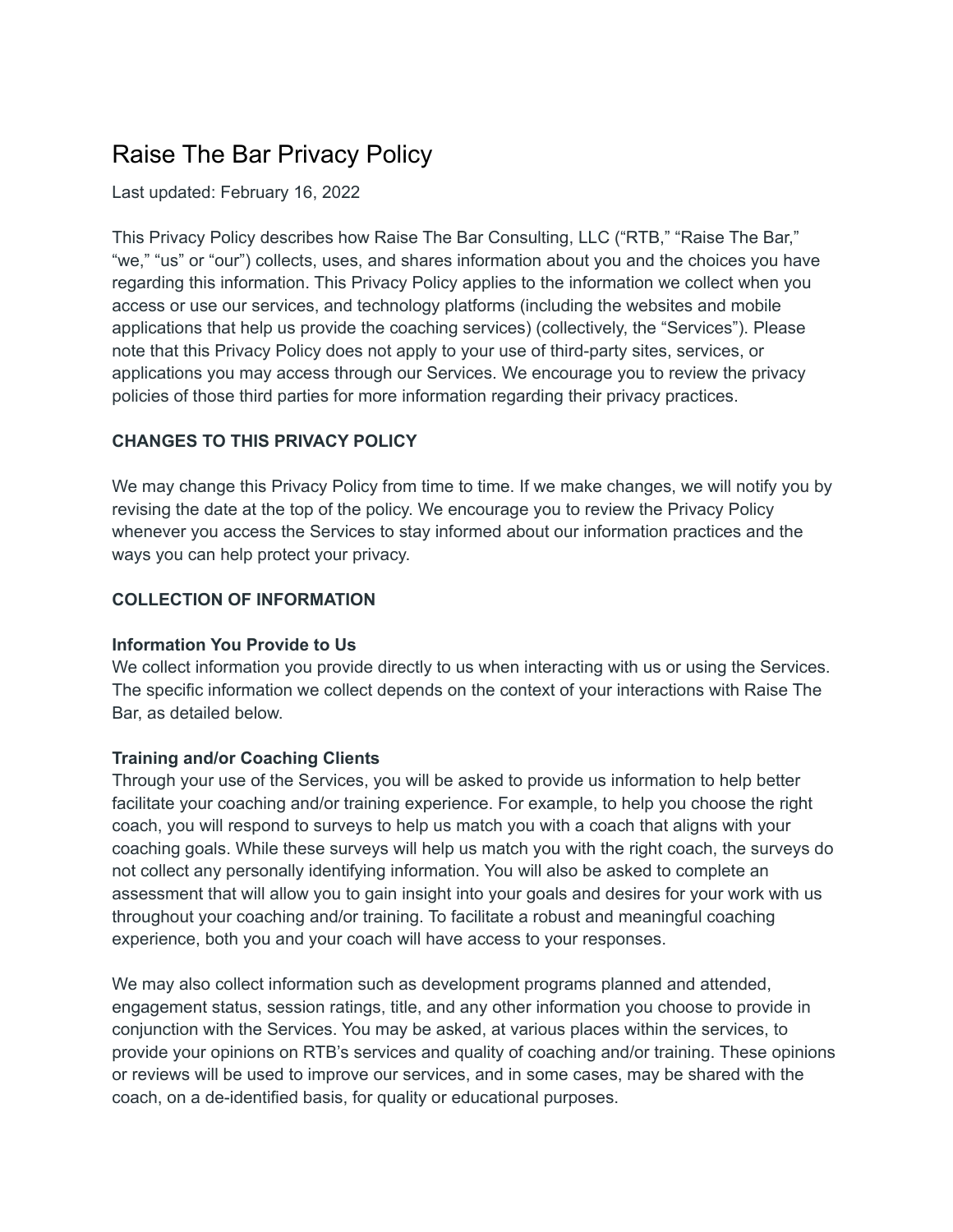# Raise The Bar Privacy Policy

Last updated: February 16, 2022

This Privacy Policy describes how Raise The Bar Consulting, LLC ("RTB," "Raise The Bar," "we," "us" or "our") collects, uses, and shares information about you and the choices you have regarding this information. This Privacy Policy applies to the information we collect when you access or use our services, and technology platforms (including the websites and mobile applications that help us provide the coaching services) (collectively, the "Services"). Please note that this Privacy Policy does not apply to your use of third-party sites, services, or applications you may access through our Services. We encourage you to review the privacy policies of those third parties for more information regarding their privacy practices.

## CHANGES TO THIS PRIVACY POLICY

We may change this Privacy Policy from time to time. If we make changes, we will notify you by revising the date at the top of the policy. We encourage you to review the Privacy Policy whenever you access the Services to stay informed about our information practices and the ways you can help protect your privacy.

## COLLECTION OF INFORMATION

### Information You Provide to Us

We collect information you provide directly to us when interacting with us or using the Services. The specific information we collect depends on the context of your interactions with Raise The Bar, as detailed below.

### Training and/or Coaching Clients

Through your use of the Services, you will be asked to provide us information to help better facilitate your coaching and/or training experience. For example, to help you choose the right coach, you will respond to surveys to help us match you with a coach that aligns with your coaching goals. While these surveys will help us match you with the right coach, the surveys do not collect any personally identifying information. You will also be asked to complete an assessment that will allow you to gain insight into your goals and desires for your work with us throughout your coaching and/or training. To facilitate a robust and meaningful coaching experience, both you and your coach will have access to your responses.

We may also collect information such as development programs planned and attended, engagement status, session ratings, title, and any other information you choose to provide in conjunction with the Services. You may be asked, at various places within the services, to provide your opinions on RTB's services and quality of coaching and/or training. These opinions or reviews will be used to improve our services, and in some cases, may be shared with the coach, on a de-identified basis, for quality or educational purposes.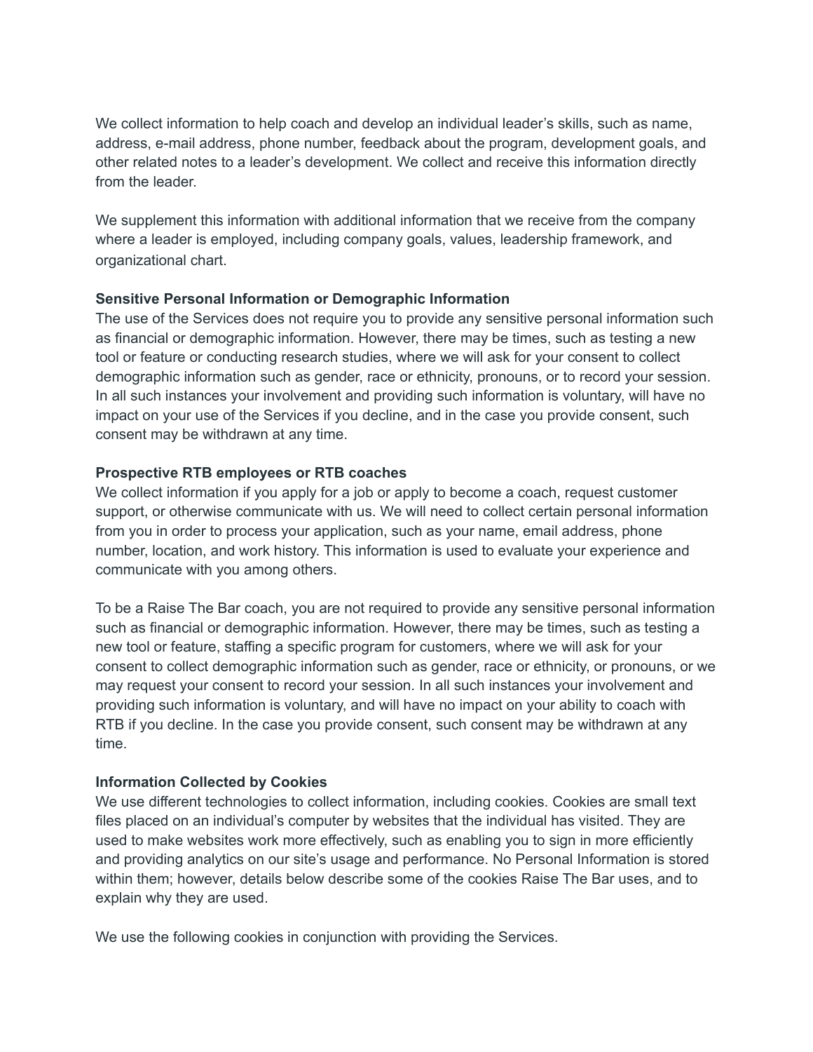We collect information to help coach and develop an individual leader's skills, such as name, address, e-mail address, phone number, feedback about the program, development goals, and other related notes to a leader's development. We collect and receive this information directly from the leader.

We supplement this information with additional information that we receive from the company where a leader is employed, including company goals, values, leadership framework, and organizational chart.

**Sensitive Personal Information or Demographic Information**

The use of the Services does not require you to provide any sensitive personal information such as financial or demographic information. However, there may be times, such as testing a new tool or feature or conducting research studies, where we will ask for your consent to collect demographic information such as gender, race or ethnicity, pronouns, or to record your session. In all such instances your involvement and providing such information is voluntary, will have no impact on your use of the Services if you decline, and in the case you provide consent, such consent may be withdrawn at any time.

**Prospective RTB employees or RTB coaches**

We collect information if you apply for a job or apply to become a coach, request customer support, or otherwise communicate with us. We will need to collect certain personal information from you in order to process your application, such as your name, email address, phone number, location, and work history. This information is used to evaluate your experience and communicate with you among others.

To be a Raise The Bar coach, you are not required to provide any sensitive personal information such as financial or demographic information. However, there may be times, such as testing a new tool or feature, staffing a specific program for customers, where we will ask for your consent to collect demographic information such as gender, race or ethnicity, or pronouns, or we may request your consent to record your session. In all such instances your involvement and providing such information is voluntary, and will have no impact on your ability to coach with RTB if you decline. In the case you provide consent, such consent may be withdrawn at any time.

**Information Collected by Cookies**

We use different technologies to collect information, including cookies. Cookies are small text files placed on an individual's computer by websites that the individual has visited. They are used to make websites work more effectively, such as enabling you to sign in more efficiently and providing analytics on our site's usage and performance. No Personal Information is stored within them; however, details below describe some of the cookies Raise The Bar uses, and to explain why they are used.

We use the following cookies in conjunction with providing the Services.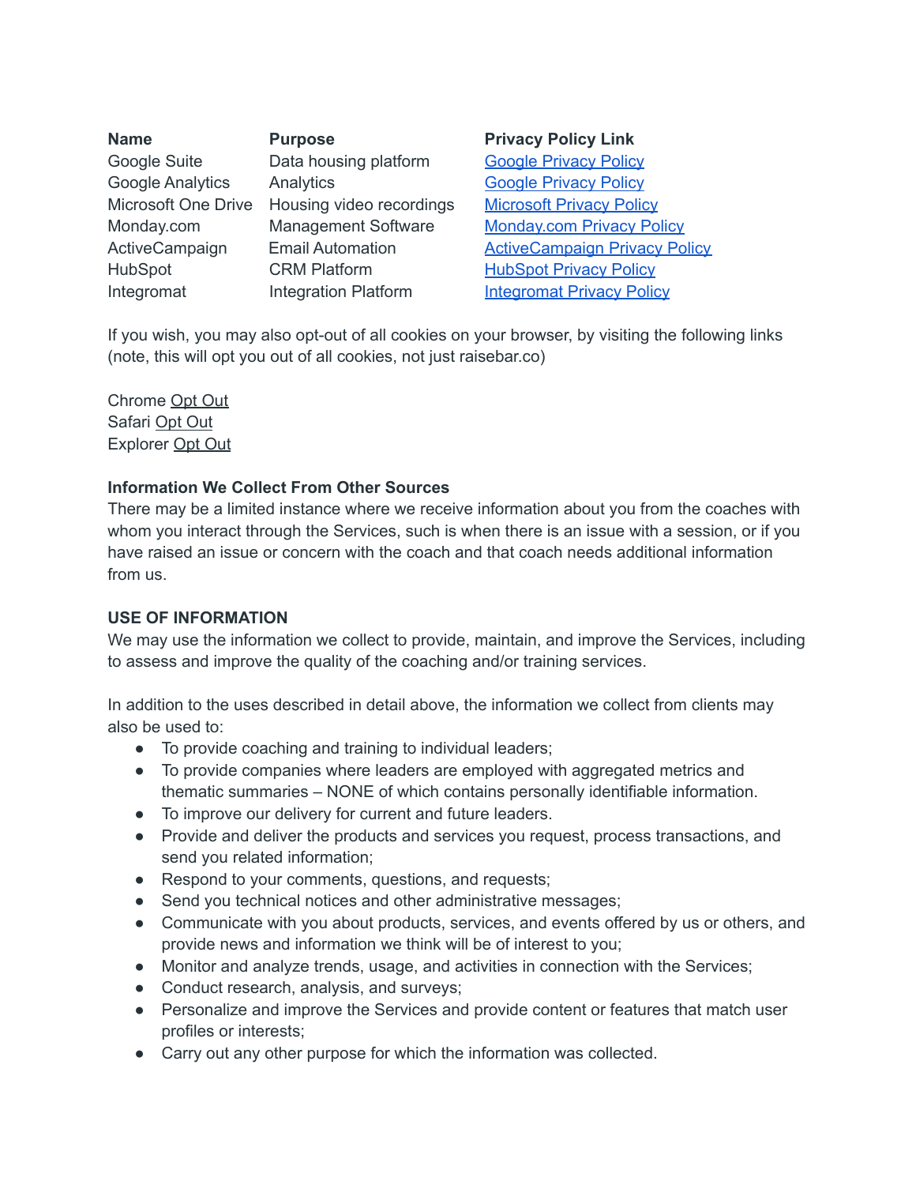| Name | Purpose | Privacy Policy Link |
|---|---|---|
| Google Suite | Data housing platform | Google Privacy Policy |
| Google Analytics | Analytics | Google Privacy Policy |
| Microsoft One Drive | Housing video recordings | Microsoft Privacy Policy |
| Monday.com | Management Software | Monday.com Privacy Policy |
| ActiveCampaign | Email Automation | ActiveCampaign Privacy Policy |
| HubSpot | CRM Platform | HubSpot Privacy Policy |
| Integromat | Integration Platform | Integromat Privacy Policy |

If you wish, you may also opt-out of all cookies on your browser, by visiting the following links (note, this will opt you out of all cookies, not just raisebar.co)

Chrome Opt Out
Safari Opt Out
Explorer Opt Out

**Information We Collect From Other Sources**

There may be a limited instance where we receive information about you from the coaches with whom you interact through the Services, such is when there is an issue with a session, or if you have raised an issue or concern with the coach and that coach needs additional information from us.

**USE OF INFORMATION**

We may use the information we collect to provide, maintain, and improve the Services, including to assess and improve the quality of the coaching and/or training services.

In addition to the uses described in detail above, the information we collect from clients may also be used to:

- To provide coaching and training to individual leaders;
- To provide companies where leaders are employed with aggregated metrics and thematic summaries – NONE of which contains personally identifiable information.
- To improve our delivery for current and future leaders.
- Provide and deliver the products and services you request, process transactions, and send you related information;
- Respond to your comments, questions, and requests;
- Send you technical notices and other administrative messages;
- Communicate with you about products, services, and events offered by us or others, and provide news and information we think will be of interest to you;
- Monitor and analyze trends, usage, and activities in connection with the Services;
- Conduct research, analysis, and surveys;
- Personalize and improve the Services and provide content or features that match user profiles or interests;
- Carry out any other purpose for which the information was collected.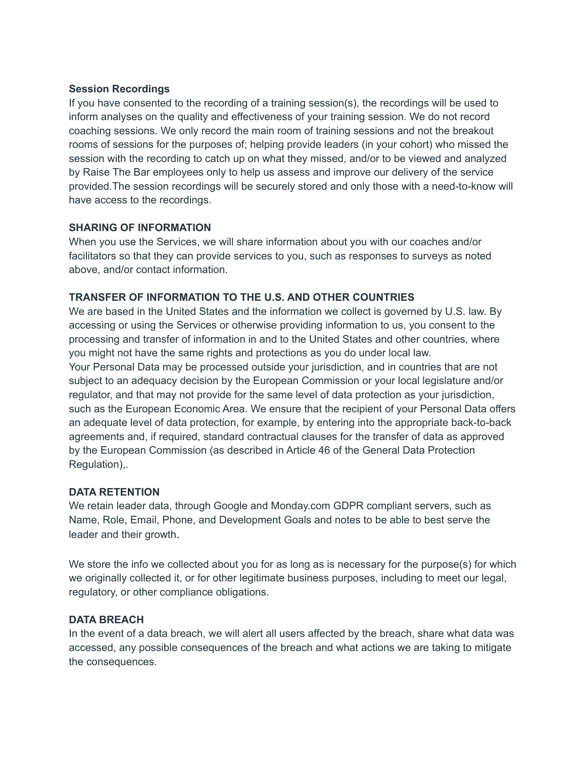**Session Recordings**

If you have consented to the recording of a training session(s), the recordings will be used to inform analyses on the quality and effectiveness of your training session. We do not record coaching sessions. We only record the main room of training sessions and not the breakout rooms of sessions for the purposes of; helping provide leaders (in your cohort) who missed the session with the recording to catch up on what they missed, and/or to be viewed and analyzed by Raise The Bar employees only to help us assess and improve our delivery of the service provided.The session recordings will be securely stored and only those with a need-to-know will have access to the recordings.

**SHARING OF INFORMATION**

When you use the Services, we will share information about you with our coaches and/or facilitators so that they can provide services to you, such as responses to surveys as noted above, and/or contact information.

**TRANSFER OF INFORMATION TO THE U.S. AND OTHER COUNTRIES**

We are based in the United States and the information we collect is governed by U.S. law. By accessing or using the Services or otherwise providing information to us, you consent to the processing and transfer of information in and to the United States and other countries, where you might not have the same rights and protections as you do under local law.
Your Personal Data may be processed outside your jurisdiction, and in countries that are not subject to an adequacy decision by the European Commission or your local legislature and/or regulator, and that may not provide for the same level of data protection as your jurisdiction, such as the European Economic Area. We ensure that the recipient of your Personal Data offers an adequate level of data protection, for example, by entering into the appropriate back-to-back agreements and, if required, standard contractual clauses for the transfer of data as approved by the European Commission (as described in Article 46 of the General Data Protection Regulation),.

**DATA RETENTION**

We retain leader data, through Google and Monday.com GDPR compliant servers, such as Name, Role, Email, Phone, and Development Goals and notes to be able to best serve the leader and their growth.

We store the info we collected about you for as long as is necessary for the purpose(s) for which we originally collected it, or for other legitimate business purposes, including to meet our legal, regulatory, or other compliance obligations.

**DATA BREACH**

In the event of a data breach, we will alert all users affected by the breach, share what data was accessed, any possible consequences of the breach and what actions we are taking to mitigate the consequences.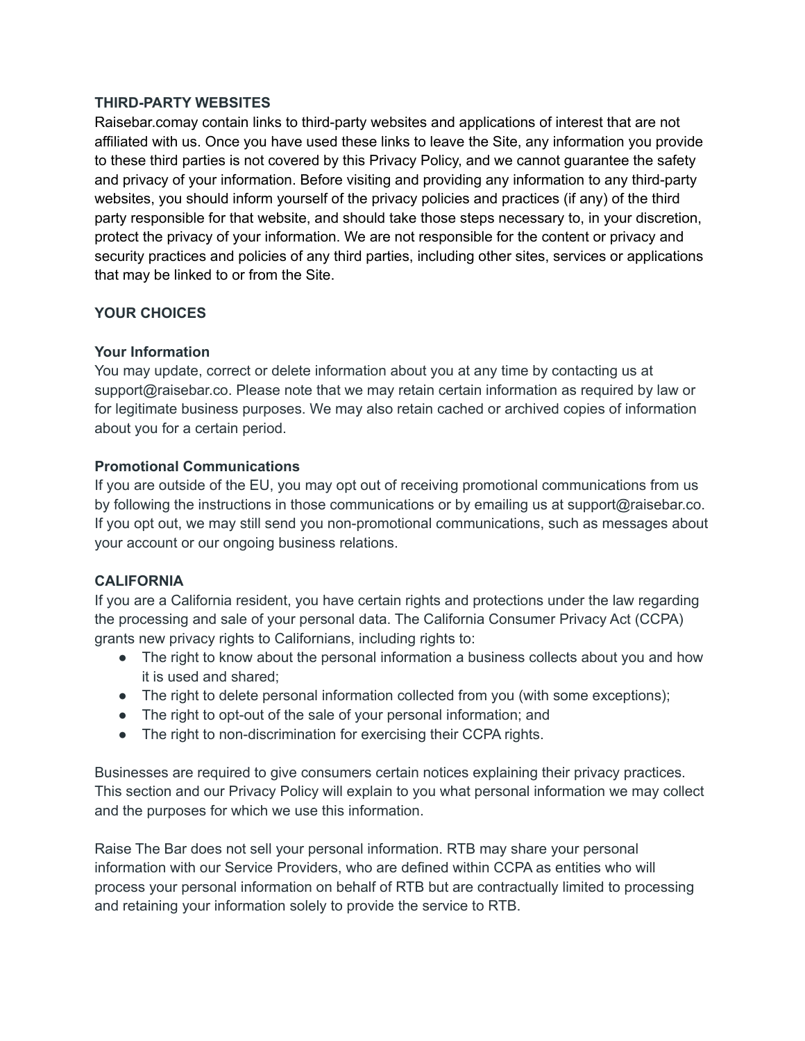**THIRD-PARTY WEBSITES**

Raisebar.comay contain links to third-party websites and applications of interest that are not affiliated with us. Once you have used these links to leave the Site, any information you provide to these third parties is not covered by this Privacy Policy, and we cannot guarantee the safety and privacy of your information. Before visiting and providing any information to any third-party websites, you should inform yourself of the privacy policies and practices (if any) of the third party responsible for that website, and should take those steps necessary to, in your discretion, protect the privacy of your information. We are not responsible for the content or privacy and security practices and policies of any third parties, including other sites, services or applications that may be linked to or from the Site.

**YOUR CHOICES**

**Your Information**

You may update, correct or delete information about you at any time by contacting us at support@raisebar.co. Please note that we may retain certain information as required by law or for legitimate business purposes. We may also retain cached or archived copies of information about you for a certain period.

**Promotional Communications**

If you are outside of the EU, you may opt out of receiving promotional communications from us by following the instructions in those communications or by emailing us at support@raisebar.co. If you opt out, we may still send you non-promotional communications, such as messages about your account or our ongoing business relations.

**CALIFORNIA**

If you are a California resident, you have certain rights and protections under the law regarding the processing and sale of your personal data. The California Consumer Privacy Act (CCPA) grants new privacy rights to Californians, including rights to:

- The right to know about the personal information a business collects about you and how it is used and shared;
- The right to delete personal information collected from you (with some exceptions);
- The right to opt-out of the sale of your personal information; and
- The right to non-discrimination for exercising their CCPA rights.

Businesses are required to give consumers certain notices explaining their privacy practices. This section and our Privacy Policy will explain to you what personal information we may collect and the purposes for which we use this information.

Raise The Bar does not sell your personal information. RTB may share your personal information with our Service Providers, who are defined within CCPA as entities who will process your personal information on behalf of RTB but are contractually limited to processing and retaining your information solely to provide the service to RTB.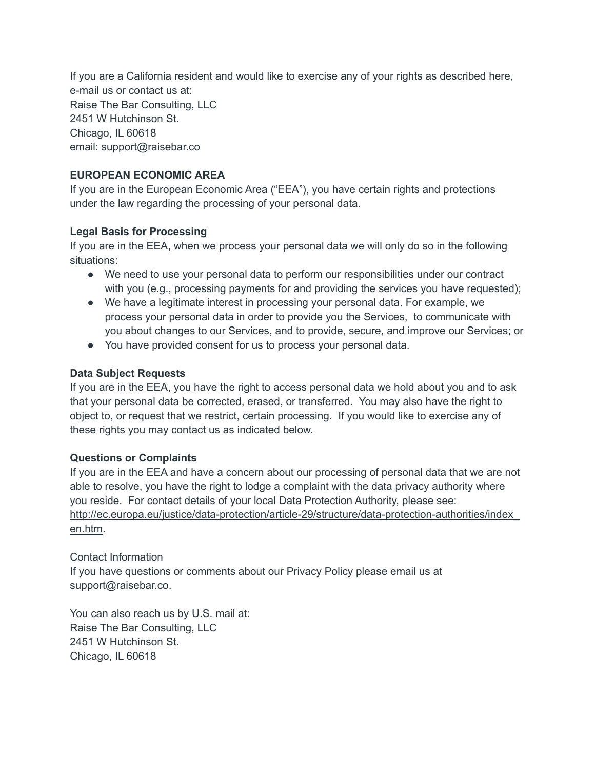If you are a California resident and would like to exercise any of your rights as described here, e-mail us or contact us at:
Raise The Bar Consulting, LLC
2451 W Hutchinson St.
Chicago, IL 60618
email: support@raisebar.co

**EUROPEAN ECONOMIC AREA**

If you are in the European Economic Area ("EEA"), you have certain rights and protections under the law regarding the processing of your personal data.

**Legal Basis for Processing**

If you are in the EEA, when we process your personal data we will only do so in the following situations:

- We need to use your personal data to perform our responsibilities under our contract with you (e.g., processing payments for and providing the services you have requested);
- We have a legitimate interest in processing your personal data. For example, we process your personal data in order to provide you the Services, to communicate with you about changes to our Services, and to provide, secure, and improve our Services; or
- You have provided consent for us to process your personal data.

**Data Subject Requests**

If you are in the EEA, you have the right to access personal data we hold about you and to ask that your personal data be corrected, erased, or transferred. You may also have the right to object to, or request that we restrict, certain processing. If you would like to exercise any of these rights you may contact us as indicated below.

**Questions or Complaints**

If you are in the EEA and have a concern about our processing of personal data that we are not able to resolve, you have the right to lodge a complaint with the data privacy authority where you reside. For contact details of your local Data Protection Authority, please see: http://ec.europa.eu/justice/data-protection/article-29/structure/data-protection-authorities/index_en.htm.

Contact Information

If you have questions or comments about our Privacy Policy please email us at support@raisebar.co.

You can also reach us by U.S. mail at:
Raise The Bar Consulting, LLC
2451 W Hutchinson St.
Chicago, IL 60618